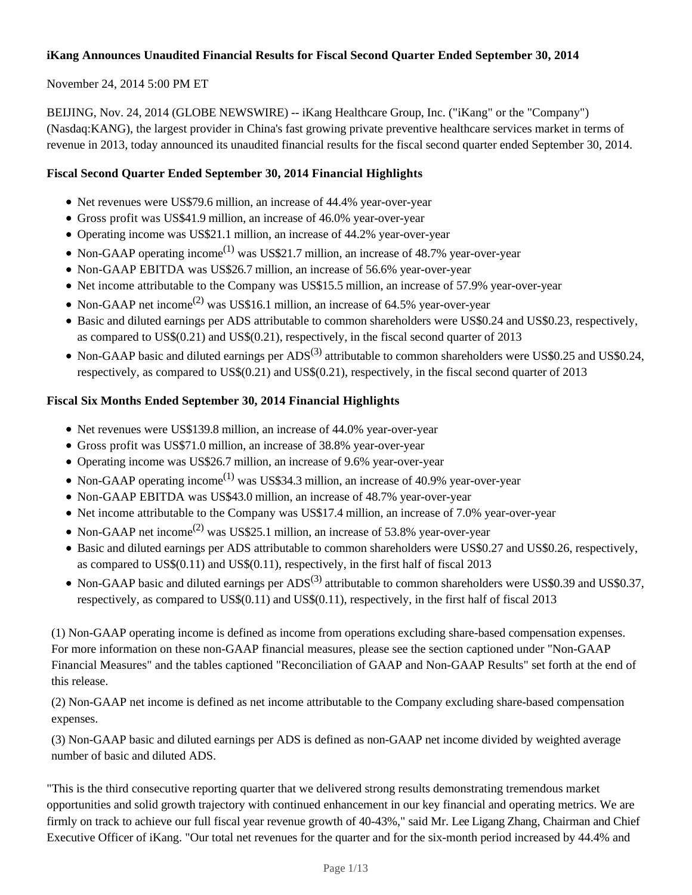**iKang Announces Unaudited Financial Results for Fiscal Second Quarter Ended September 30, 2014**

November 24, 2014 5:00 PM ET

BEIJING, Nov. 24, 2014 (GLOBE NEWSWIRE) -- iKang Healthcare Group, Inc. ("iKang" or the "Company") (Nasdaq:KANG), the largest provider in China's fast growing private preventive healthcare services market in terms of revenue in 2013, today announced its unaudited financial results for the fiscal second quarter ended September 30, 2014.

**Fiscal Second Quarter Ended September 30, 2014 Financial Highlights**

- Net revenues were US$79.6 million, an increase of 44.4% year-over-year
- Gross profit was US$41.9 million, an increase of 46.0% year-over-year
- Operating income was US$21.1 million, an increase of 44.2% year-over-year
- Non-GAAP operating income(1) was US$21.7 million, an increase of 48.7% year-over-year
- Non-GAAP EBITDA was US$26.7 million, an increase of 56.6% year-over-year
- Net income attributable to the Company was US$15.5 million, an increase of 57.9% year-over-year
- Non-GAAP net income(2) was US$16.1 million, an increase of 64.5% year-over-year
- Basic and diluted earnings per ADS attributable to common shareholders were US$0.24 and US$0.23, respectively, as compared to US$(0.21) and US$(0.21), respectively, in the fiscal second quarter of 2013
- Non-GAAP basic and diluted earnings per ADS(3) attributable to common shareholders were US$0.25 and US$0.24, respectively, as compared to US$(0.21) and US$(0.21), respectively, in the fiscal second quarter of 2013

**Fiscal Six Months Ended September 30, 2014 Financial Highlights**

- Net revenues were US$139.8 million, an increase of 44.0% year-over-year
- Gross profit was US$71.0 million, an increase of 38.8% year-over-year
- Operating income was US$26.7 million, an increase of 9.6% year-over-year
- Non-GAAP operating income(1) was US$34.3 million, an increase of 40.9% year-over-year
- Non-GAAP EBITDA was US$43.0 million, an increase of 48.7% year-over-year
- Net income attributable to the Company was US$17.4 million, an increase of 7.0% year-over-year
- Non-GAAP net income(2) was US$25.1 million, an increase of 53.8% year-over-year
- Basic and diluted earnings per ADS attributable to common shareholders were US$0.27 and US$0.26, respectively, as compared to US$(0.11) and US$(0.11), respectively, in the first half of fiscal 2013
- Non-GAAP basic and diluted earnings per ADS(3) attributable to common shareholders were US$0.39 and US$0.37, respectively, as compared to US$(0.11) and US$(0.11), respectively, in the first half of fiscal 2013

(1) Non-GAAP operating income is defined as income from operations excluding share-based compensation expenses. For more information on these non-GAAP financial measures, please see the section captioned under "Non-GAAP Financial Measures" and the tables captioned "Reconciliation of GAAP and Non-GAAP Results" set forth at the end of this release.

(2) Non-GAAP net income is defined as net income attributable to the Company excluding share-based compensation expenses.

(3) Non-GAAP basic and diluted earnings per ADS is defined as non-GAAP net income divided by weighted average number of basic and diluted ADS.

"This is the third consecutive reporting quarter that we delivered strong results demonstrating tremendous market opportunities and solid growth trajectory with continued enhancement in our key financial and operating metrics. We are firmly on track to achieve our full fiscal year revenue growth of 40-43%," said Mr. Lee Ligang Zhang, Chairman and Chief Executive Officer of iKang. "Our total net revenues for the quarter and for the six-month period increased by 44.4% and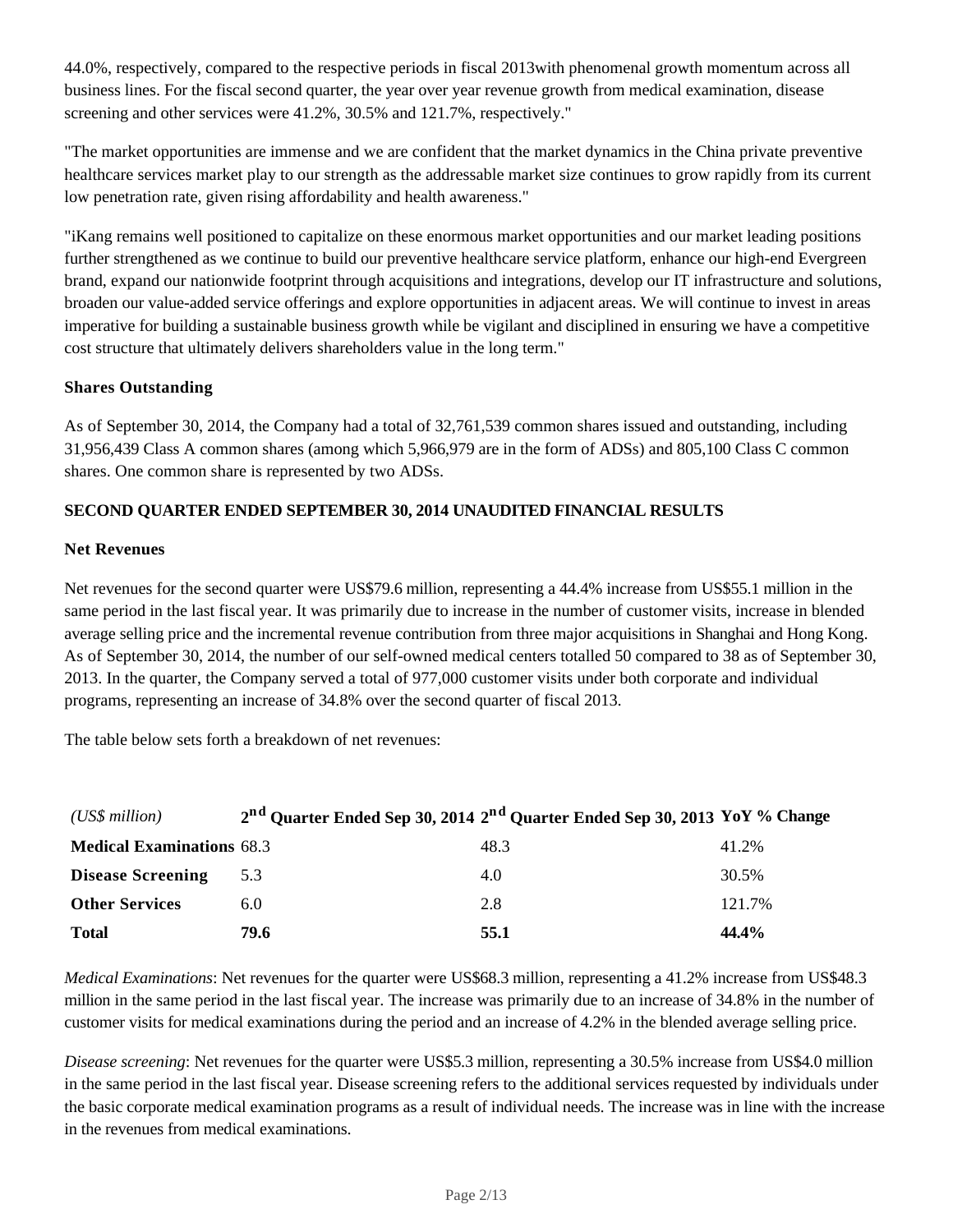44.0%, respectively, compared to the respective periods in fiscal 2013with phenomenal growth momentum across all business lines. For the fiscal second quarter, the year over year revenue growth from medical examination, disease screening and other services were 41.2%, 30.5% and 121.7%, respectively."

"The market opportunities are immense and we are confident that the market dynamics in the China private preventive healthcare services market play to our strength as the addressable market size continues to grow rapidly from its current low penetration rate, given rising affordability and health awareness."

"iKang remains well positioned to capitalize on these enormous market opportunities and our market leading positions further strengthened as we continue to build our preventive healthcare service platform, enhance our high-end Evergreen brand, expand our nationwide footprint through acquisitions and integrations, develop our IT infrastructure and solutions, broaden our value-added service offerings and explore opportunities in adjacent areas. We will continue to invest in areas imperative for building a sustainable business growth while be vigilant and disciplined in ensuring we have a competitive cost structure that ultimately delivers shareholders value in the long term."

**Shares Outstanding**

As of September 30, 2014, the Company had a total of 32,761,539 common shares issued and outstanding, including 31,956,439 Class A common shares (among which 5,966,979 are in the form of ADSs) and 805,100 Class C common shares. One common share is represented by two ADSs.

**SECOND QUARTER ENDED SEPTEMBER 30, 2014 UNAUDITED FINANCIAL RESULTS**

**Net Revenues**

Net revenues for the second quarter were US$79.6 million, representing a 44.4% increase from US$55.1 million in the same period in the last fiscal year. It was primarily due to increase in the number of customer visits, increase in blended average selling price and the incremental revenue contribution from three major acquisitions in Shanghai and Hong Kong. As of September 30, 2014, the number of our self-owned medical centers totalled 50 compared to 38 as of September 30, 2013. In the quarter, the Company served a total of 977,000 customer visits under both corporate and individual programs, representing an increase of 34.8% over the second quarter of fiscal 2013.

The table below sets forth a breakdown of net revenues:

| *(US$ million)* | **2nd Quarter Ended Sep 30, 2014** | **2nd Quarter Ended Sep 30, 2013** | **YoY % Change** |
|---|---|---|---|
| **Medical Examinations** | 68.3 | 48.3 | 41.2% |
| **Disease Screening** | 5.3 | 4.0 | 30.5% |
| **Other Services** | 6.0 | 2.8 | 121.7% |
| **Total** | **79.6** | **55.1** | **44.4%** |

*Medical Examinations*: Net revenues for the quarter were US$68.3 million, representing a 41.2% increase from US$48.3 million in the same period in the last fiscal year. The increase was primarily due to an increase of 34.8% in the number of customer visits for medical examinations during the period and an increase of 4.2% in the blended average selling price.

*Disease screening*: Net revenues for the quarter were US$5.3 million, representing a 30.5% increase from US$4.0 million in the same period in the last fiscal year. Disease screening refers to the additional services requested by individuals under the basic corporate medical examination programs as a result of individual needs. The increase was in line with the increase in the revenues from medical examinations.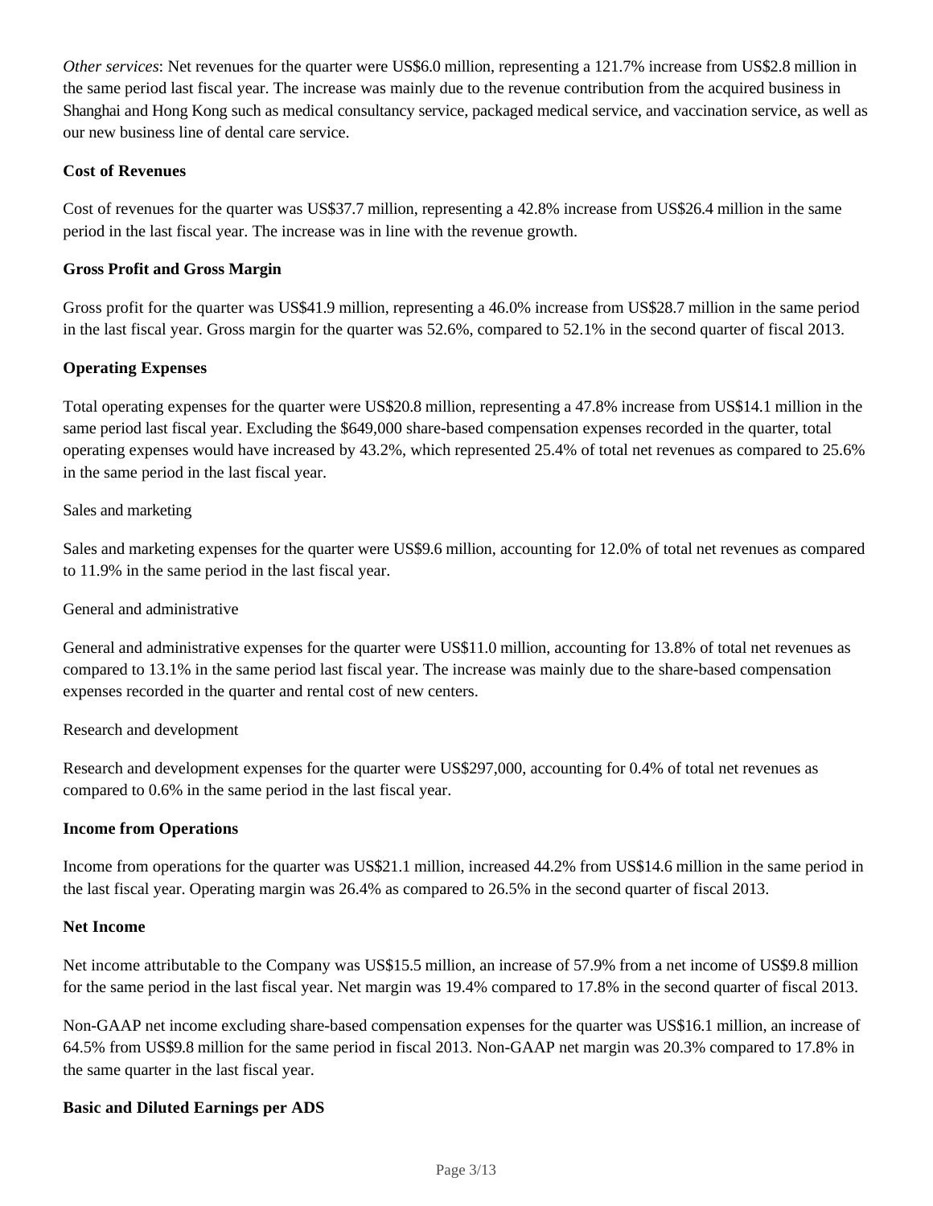*Other services*: Net revenues for the quarter were US$6.0 million, representing a 121.7% increase from US$2.8 million in the same period last fiscal year. The increase was mainly due to the revenue contribution from the acquired business in Shanghai and Hong Kong such as medical consultancy service, packaged medical service, and vaccination service, as well as our new business line of dental care service.

**Cost of Revenues**

Cost of revenues for the quarter was US$37.7 million, representing a 42.8% increase from US$26.4 million in the same period in the last fiscal year. The increase was in line with the revenue growth.

**Gross Profit and Gross Margin**

Gross profit for the quarter was US$41.9 million, representing a 46.0% increase from US$28.7 million in the same period in the last fiscal year. Gross margin for the quarter was 52.6%, compared to 52.1% in the second quarter of fiscal 2013.

**Operating Expenses**

Total operating expenses for the quarter were US$20.8 million, representing a 47.8% increase from US$14.1 million in the same period last fiscal year. Excluding the $649,000 share-based compensation expenses recorded in the quarter, total operating expenses would have increased by 43.2%, which represented 25.4% of total net revenues as compared to 25.6% in the same period in the last fiscal year.

Sales and marketing

Sales and marketing expenses for the quarter were US$9.6 million, accounting for 12.0% of total net revenues as compared to 11.9% in the same period in the last fiscal year.

General and administrative

General and administrative expenses for the quarter were US$11.0 million, accounting for 13.8% of total net revenues as compared to 13.1% in the same period last fiscal year. The increase was mainly due to the share-based compensation expenses recorded in the quarter and rental cost of new centers.

Research and development

Research and development expenses for the quarter were US$297,000, accounting for 0.4% of total net revenues as compared to 0.6% in the same period in the last fiscal year.

**Income from Operations**

Income from operations for the quarter was US$21.1 million, increased 44.2% from US$14.6 million in the same period in the last fiscal year. Operating margin was 26.4% as compared to 26.5% in the second quarter of fiscal 2013.

**Net Income**

Net income attributable to the Company was US$15.5 million, an increase of 57.9% from a net income of US$9.8 million for the same period in the last fiscal year. Net margin was 19.4% compared to 17.8% in the second quarter of fiscal 2013.

Non-GAAP net income excluding share-based compensation expenses for the quarter was US$16.1 million, an increase of 64.5% from US$9.8 million for the same period in fiscal 2013. Non-GAAP net margin was 20.3% compared to 17.8% in the same quarter in the last fiscal year.

**Basic and Diluted Earnings per ADS**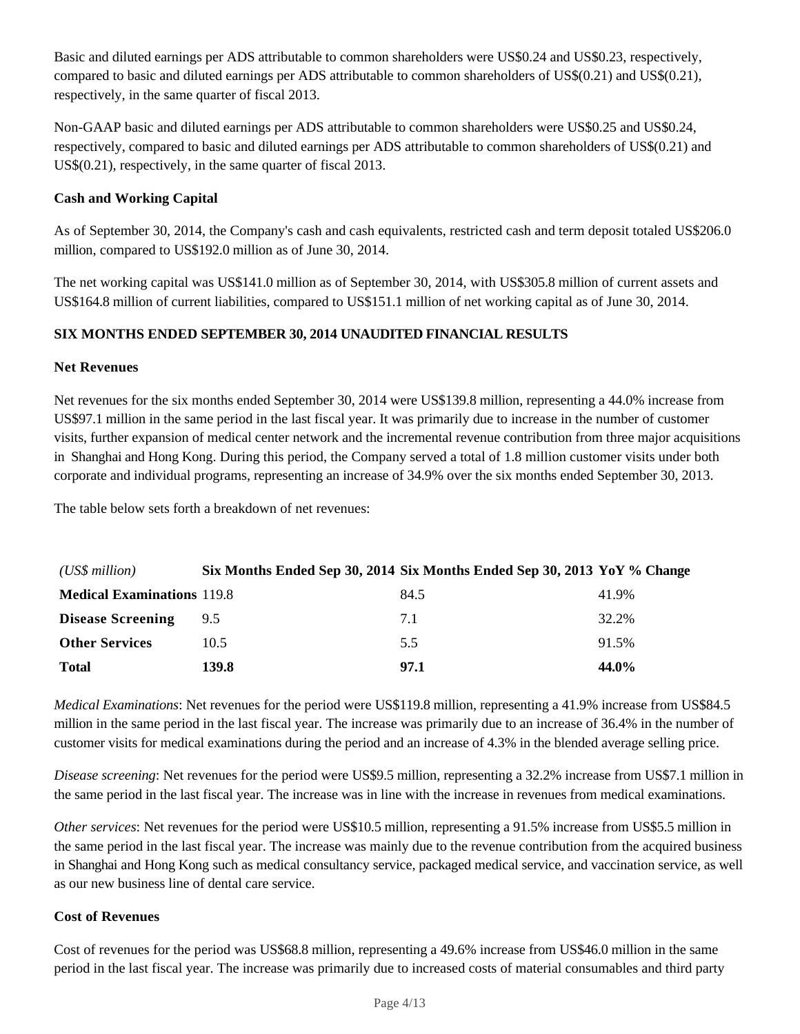Basic and diluted earnings per ADS attributable to common shareholders were US$0.24 and US$0.23, respectively, compared to basic and diluted earnings per ADS attributable to common shareholders of US$(0.21) and US$(0.21), respectively, in the same quarter of fiscal 2013.

Non-GAAP basic and diluted earnings per ADS attributable to common shareholders were US$0.25 and US$0.24, respectively, compared to basic and diluted earnings per ADS attributable to common shareholders of US$(0.21) and US$(0.21), respectively, in the same quarter of fiscal 2013.

**Cash and Working Capital**

As of September 30, 2014, the Company's cash and cash equivalents, restricted cash and term deposit totaled US$206.0 million, compared to US$192.0 million as of June 30, 2014.

The net working capital was US$141.0 million as of September 30, 2014, with US$305.8 million of current assets and US$164.8 million of current liabilities, compared to US$151.1 million of net working capital as of June 30, 2014.

**SIX MONTHS ENDED SEPTEMBER 30, 2014 UNAUDITED FINANCIAL RESULTS**

**Net Revenues**

Net revenues for the six months ended September 30, 2014 were US$139.8 million, representing a 44.0% increase from US$97.1 million in the same period in the last fiscal year. It was primarily due to increase in the number of customer visits, further expansion of medical center network and the incremental revenue contribution from three major acquisitions in Shanghai and Hong Kong. During this period, the Company served a total of 1.8 million customer visits under both corporate and individual programs, representing an increase of 34.9% over the six months ended September 30, 2013.

The table below sets forth a breakdown of net revenues:

| *(US$ million)* | **Six Months Ended Sep 30, 2014** | **Six Months Ended Sep 30, 2013** | **YoY % Change** |
|---|---|---|---|
| **Medical Examinations** | 119.8 | 84.5 | 41.9% |
| **Disease Screening** | 9.5 | 7.1 | 32.2% |
| **Other Services** | 10.5 | 5.5 | 91.5% |
| **Total** | **139.8** | **97.1** | **44.0%** |

*Medical Examinations*: Net revenues for the period were US$119.8 million, representing a 41.9% increase from US$84.5 million in the same period in the last fiscal year. The increase was primarily due to an increase of 36.4% in the number of customer visits for medical examinations during the period and an increase of 4.3% in the blended average selling price.

*Disease screening*: Net revenues for the period were US$9.5 million, representing a 32.2% increase from US$7.1 million in the same period in the last fiscal year. The increase was in line with the increase in revenues from medical examinations.

*Other services*: Net revenues for the period were US$10.5 million, representing a 91.5% increase from US$5.5 million in the same period in the last fiscal year. The increase was mainly due to the revenue contribution from the acquired business in Shanghai and Hong Kong such as medical consultancy service, packaged medical service, and vaccination service, as well as our new business line of dental care service.

**Cost of Revenues**

Cost of revenues for the period was US$68.8 million, representing a 49.6% increase from US$46.0 million in the same period in the last fiscal year. The increase was primarily due to increased costs of material consumables and third party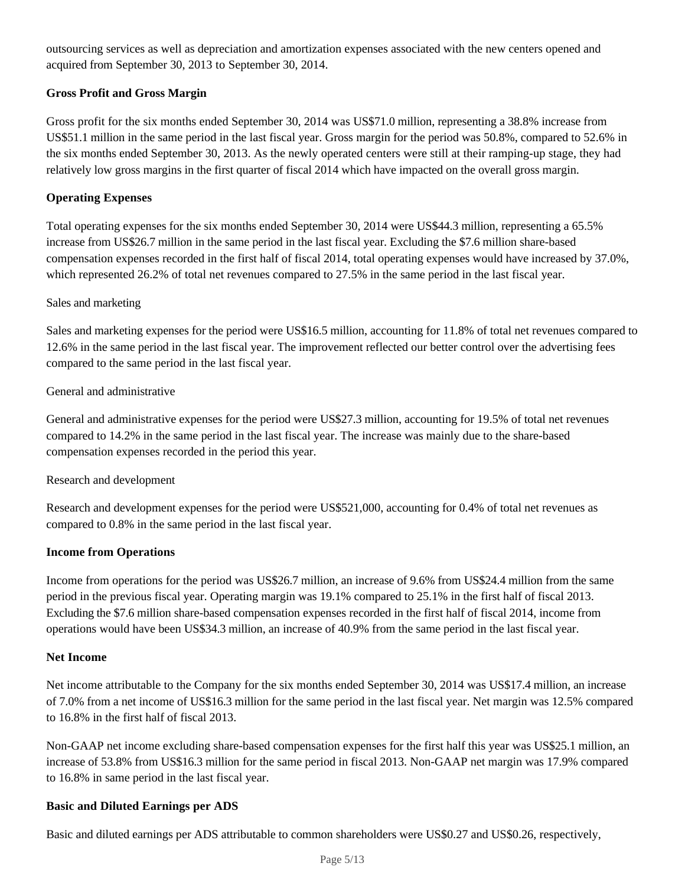outsourcing services as well as depreciation and amortization expenses associated with the new centers opened and acquired from September 30, 2013 to September 30, 2014.

**Gross Profit and Gross Margin**

Gross profit for the six months ended September 30, 2014 was US$71.0 million, representing a 38.8% increase from US$51.1 million in the same period in the last fiscal year. Gross margin for the period was 50.8%, compared to 52.6% in the six months ended September 30, 2013. As the newly operated centers were still at their ramping-up stage, they had relatively low gross margins in the first quarter of fiscal 2014 which have impacted on the overall gross margin.

**Operating Expenses**

Total operating expenses for the six months ended September 30, 2014 were US$44.3 million, representing a 65.5% increase from US$26.7 million in the same period in the last fiscal year. Excluding the $7.6 million share-based compensation expenses recorded in the first half of fiscal 2014, total operating expenses would have increased by 37.0%, which represented 26.2% of total net revenues compared to 27.5% in the same period in the last fiscal year.

Sales and marketing

Sales and marketing expenses for the period were US$16.5 million, accounting for 11.8% of total net revenues compared to 12.6% in the same period in the last fiscal year. The improvement reflected our better control over the advertising fees compared to the same period in the last fiscal year.

General and administrative

General and administrative expenses for the period were US$27.3 million, accounting for 19.5% of total net revenues compared to 14.2% in the same period in the last fiscal year. The increase was mainly due to the share-based compensation expenses recorded in the period this year.

Research and development

Research and development expenses for the period were US$521,000, accounting for 0.4% of total net revenues as compared to 0.8% in the same period in the last fiscal year.

**Income from Operations**

Income from operations for the period was US$26.7 million, an increase of 9.6% from US$24.4 million from the same period in the previous fiscal year. Operating margin was 19.1% compared to 25.1% in the first half of fiscal 2013. Excluding the $7.6 million share-based compensation expenses recorded in the first half of fiscal 2014, income from operations would have been US$34.3 million, an increase of 40.9% from the same period in the last fiscal year.

**Net Income**

Net income attributable to the Company for the six months ended September 30, 2014 was US$17.4 million, an increase of 7.0% from a net income of US$16.3 million for the same period in the last fiscal year. Net margin was 12.5% compared to 16.8% in the first half of fiscal 2013.

Non-GAAP net income excluding share-based compensation expenses for the first half this year was US$25.1 million, an increase of 53.8% from US$16.3 million for the same period in fiscal 2013. Non-GAAP net margin was 17.9% compared to 16.8% in same period in the last fiscal year.

**Basic and Diluted Earnings per ADS**

Basic and diluted earnings per ADS attributable to common shareholders were US$0.27 and US$0.26, respectively,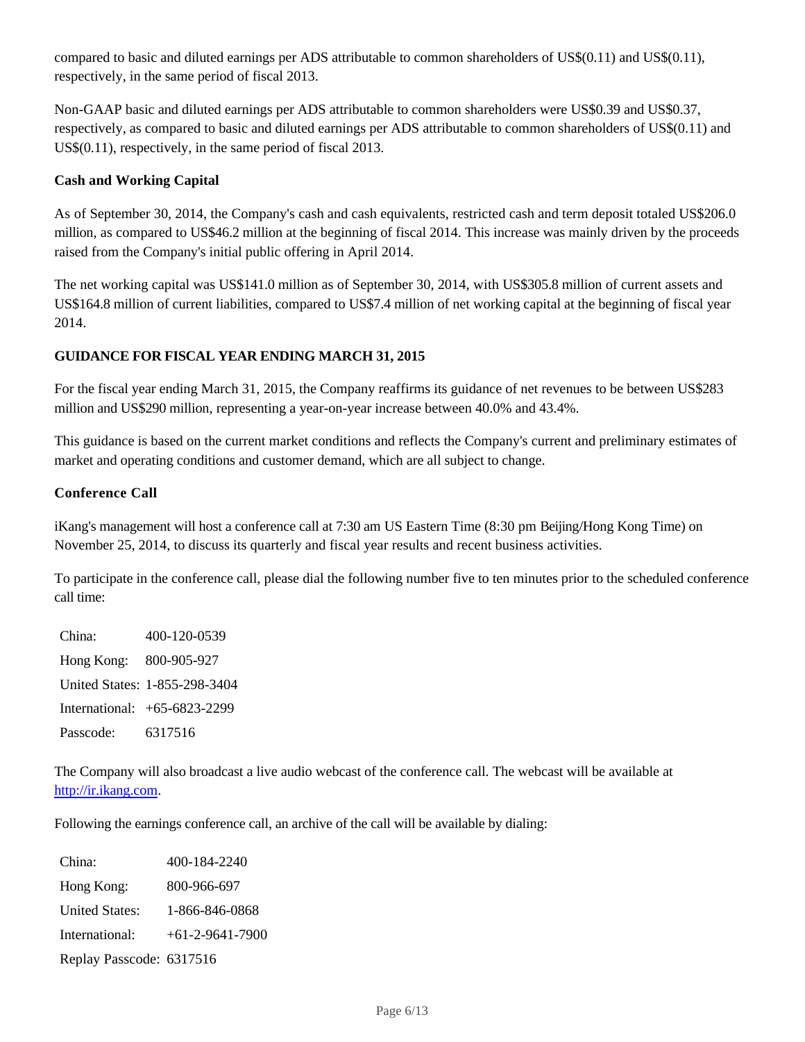compared to basic and diluted earnings per ADS attributable to common shareholders of US$(0.11) and US$(0.11), respectively, in the same period of fiscal 2013.

Non-GAAP basic and diluted earnings per ADS attributable to common shareholders were US$0.39 and US$0.37, respectively, as compared to basic and diluted earnings per ADS attributable to common shareholders of US$(0.11) and US$(0.11), respectively, in the same period of fiscal 2013.

**Cash and Working Capital**

As of September 30, 2014, the Company's cash and cash equivalents, restricted cash and term deposit totaled US$206.0 million, as compared to US$46.2 million at the beginning of fiscal 2014. This increase was mainly driven by the proceeds raised from the Company's initial public offering in April 2014.

The net working capital was US$141.0 million as of September 30, 2014, with US$305.8 million of current assets and US$164.8 million of current liabilities, compared to US$7.4 million of net working capital at the beginning of fiscal year 2014.

**GUIDANCE FOR FISCAL YEAR ENDING MARCH 31, 2015**

For the fiscal year ending March 31, 2015, the Company reaffirms its guidance of net revenues to be between US$283 million and US$290 million, representing a year-on-year increase between 40.0% and 43.4%.

This guidance is based on the current market conditions and reflects the Company's current and preliminary estimates of market and operating conditions and customer demand, which are all subject to change.

**Conference Call**

iKang's management will host a conference call at 7:30 am US Eastern Time (8:30 pm Beijing/Hong Kong Time) on November 25, 2014, to discuss its quarterly and fiscal year results and recent business activities.

To participate in the conference call, please dial the following number five to ten minutes prior to the scheduled conference call time:

| | |
|---|---|
| China: | 400-120-0539 |
| Hong Kong: | 800-905-927 |
| United States: | 1-855-298-3404 |
| International: | +65-6823-2299 |
| Passcode: | 6317516 |

The Company will also broadcast a live audio webcast of the conference call. The webcast will be available at http://ir.ikang.com.

Following the earnings conference call, an archive of the call will be available by dialing:

| | |
|---|---|
| China: | 400-184-2240 |
| Hong Kong: | 800-966-697 |
| United States: | 1-866-846-0868 |
| International: | +61-2-9641-7900 |
| Replay Passcode: | 6317516 |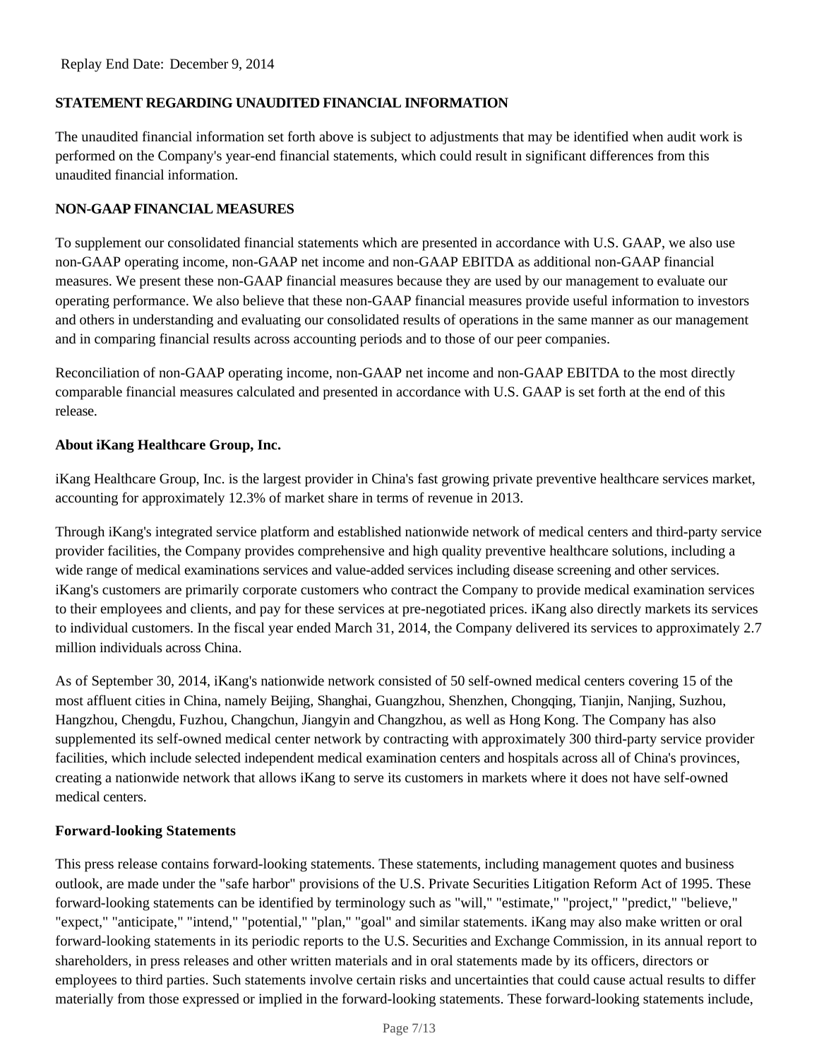Replay End Date: December 9, 2014

**STATEMENT REGARDING UNAUDITED FINANCIAL INFORMATION**

The unaudited financial information set forth above is subject to adjustments that may be identified when audit work is performed on the Company's year-end financial statements, which could result in significant differences from this unaudited financial information.

**NON-GAAP FINANCIAL MEASURES**

To supplement our consolidated financial statements which are presented in accordance with U.S. GAAP, we also use non-GAAP operating income, non-GAAP net income and non-GAAP EBITDA as additional non-GAAP financial measures. We present these non-GAAP financial measures because they are used by our management to evaluate our operating performance. We also believe that these non-GAAP financial measures provide useful information to investors and others in understanding and evaluating our consolidated results of operations in the same manner as our management and in comparing financial results across accounting periods and to those of our peer companies.

Reconciliation of non-GAAP operating income, non-GAAP net income and non-GAAP EBITDA to the most directly comparable financial measures calculated and presented in accordance with U.S. GAAP is set forth at the end of this release.

**About iKang Healthcare Group, Inc.**

iKang Healthcare Group, Inc. is the largest provider in China's fast growing private preventive healthcare services market, accounting for approximately 12.3% of market share in terms of revenue in 2013.

Through iKang's integrated service platform and established nationwide network of medical centers and third-party service provider facilities, the Company provides comprehensive and high quality preventive healthcare solutions, including a wide range of medical examinations services and value-added services including disease screening and other services. iKang's customers are primarily corporate customers who contract the Company to provide medical examination services to their employees and clients, and pay for these services at pre-negotiated prices. iKang also directly markets its services to individual customers. In the fiscal year ended March 31, 2014, the Company delivered its services to approximately 2.7 million individuals across China.

As of September 30, 2014, iKang's nationwide network consisted of 50 self-owned medical centers covering 15 of the most affluent cities in China, namely Beijing, Shanghai, Guangzhou, Shenzhen, Chongqing, Tianjin, Nanjing, Suzhou, Hangzhou, Chengdu, Fuzhou, Changchun, Jiangyin and Changzhou, as well as Hong Kong. The Company has also supplemented its self-owned medical center network by contracting with approximately 300 third-party service provider facilities, which include selected independent medical examination centers and hospitals across all of China's provinces, creating a nationwide network that allows iKang to serve its customers in markets where it does not have self-owned medical centers.

**Forward-looking Statements**

This press release contains forward-looking statements. These statements, including management quotes and business outlook, are made under the "safe harbor" provisions of the U.S. Private Securities Litigation Reform Act of 1995. These forward-looking statements can be identified by terminology such as "will," "estimate," "project," "predict," "believe," "expect," "anticipate," "intend," "potential," "plan," "goal" and similar statements. iKang may also make written or oral forward-looking statements in its periodic reports to the U.S. Securities and Exchange Commission, in its annual report to shareholders, in press releases and other written materials and in oral statements made by its officers, directors or employees to third parties. Such statements involve certain risks and uncertainties that could cause actual results to differ materially from those expressed or implied in the forward-looking statements. These forward-looking statements include,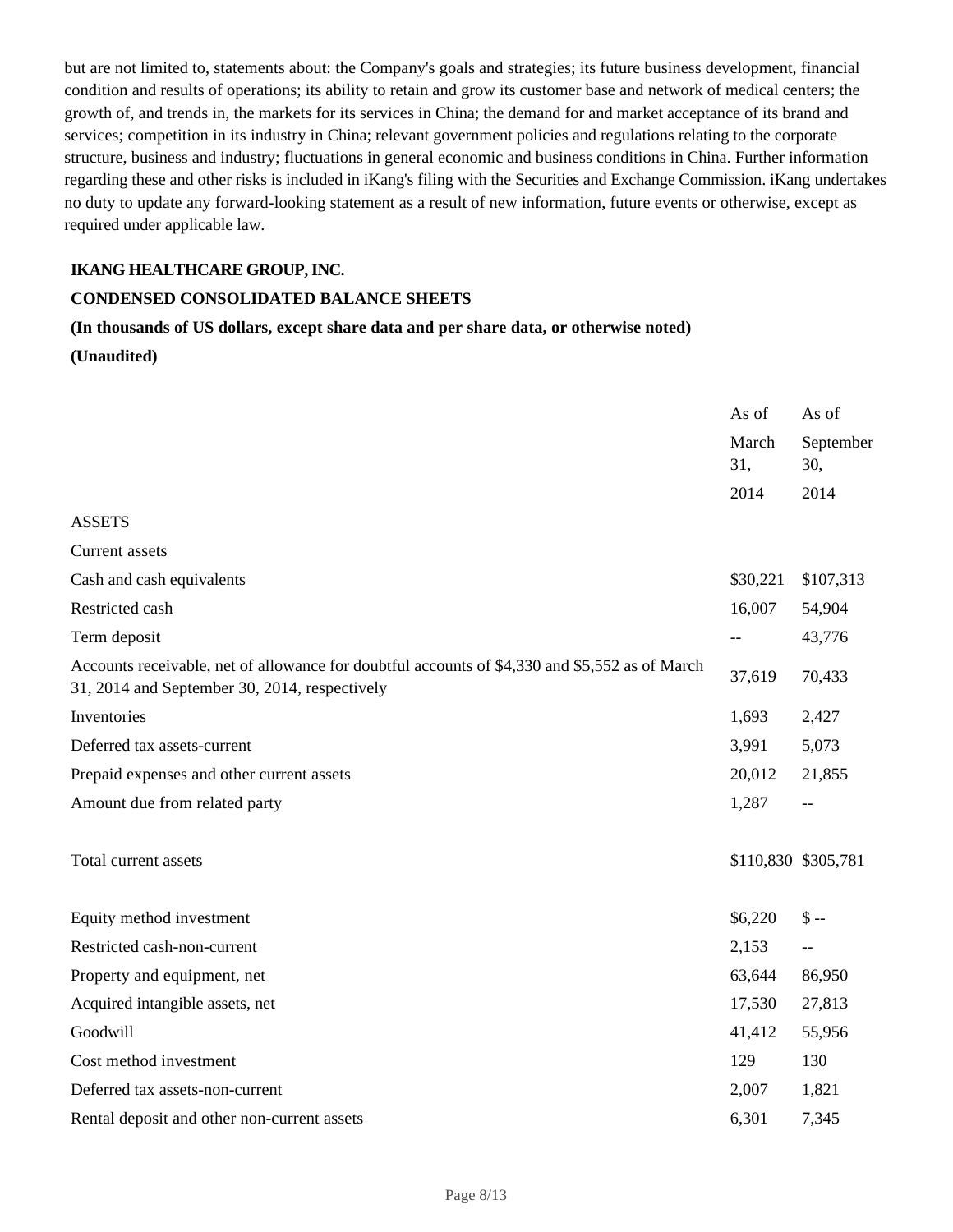but are not limited to, statements about: the Company's goals and strategies; its future business development, financial condition and results of operations; its ability to retain and grow its customer base and network of medical centers; the growth of, and trends in, the markets for its services in China; the demand for and market acceptance of its brand and services; competition in its industry in China; relevant government policies and regulations relating to the corporate structure, business and industry; fluctuations in general economic and business conditions in China. Further information regarding these and other risks is included in iKang's filing with the Securities and Exchange Commission. iKang undertakes no duty to update any forward-looking statement as a result of new information, future events or otherwise, except as required under applicable law.

**IKANG HEALTHCARE GROUP, INC.**

**CONDENSED CONSOLIDATED BALANCE SHEETS**

**(In thousands of US dollars, except share data and per share data, or otherwise noted)**

**(Unaudited)**

| | As of March 31, 2014 | As of September 30, 2014 |
|---|---|---|
| ASSETS | | |
| Current assets | | |
| Cash and cash equivalents | $30,221 | $107,313 |
| Restricted cash | 16,007 | 54,904 |
| Term deposit | -- | 43,776 |
| Accounts receivable, net of allowance for doubtful accounts of $4,330 and $5,552 as of March 31, 2014 and September 30, 2014, respectively | 37,619 | 70,433 |
| Inventories | 1,693 | 2,427 |
| Deferred tax assets-current | 3,991 | 5,073 |
| Prepaid expenses and other current assets | 20,012 | 21,855 |
| Amount due from related party | 1,287 | -- |
| Total current assets | $110,830 | $305,781 |
| Equity method investment | $6,220 | $ -- |
| Restricted cash-non-current | 2,153 | -- |
| Property and equipment, net | 63,644 | 86,950 |
| Acquired intangible assets, net | 17,530 | 27,813 |
| Goodwill | 41,412 | 55,956 |
| Cost method investment | 129 | 130 |
| Deferred tax assets-non-current | 2,007 | 1,821 |
| Rental deposit and other non-current assets | 6,301 | 7,345 |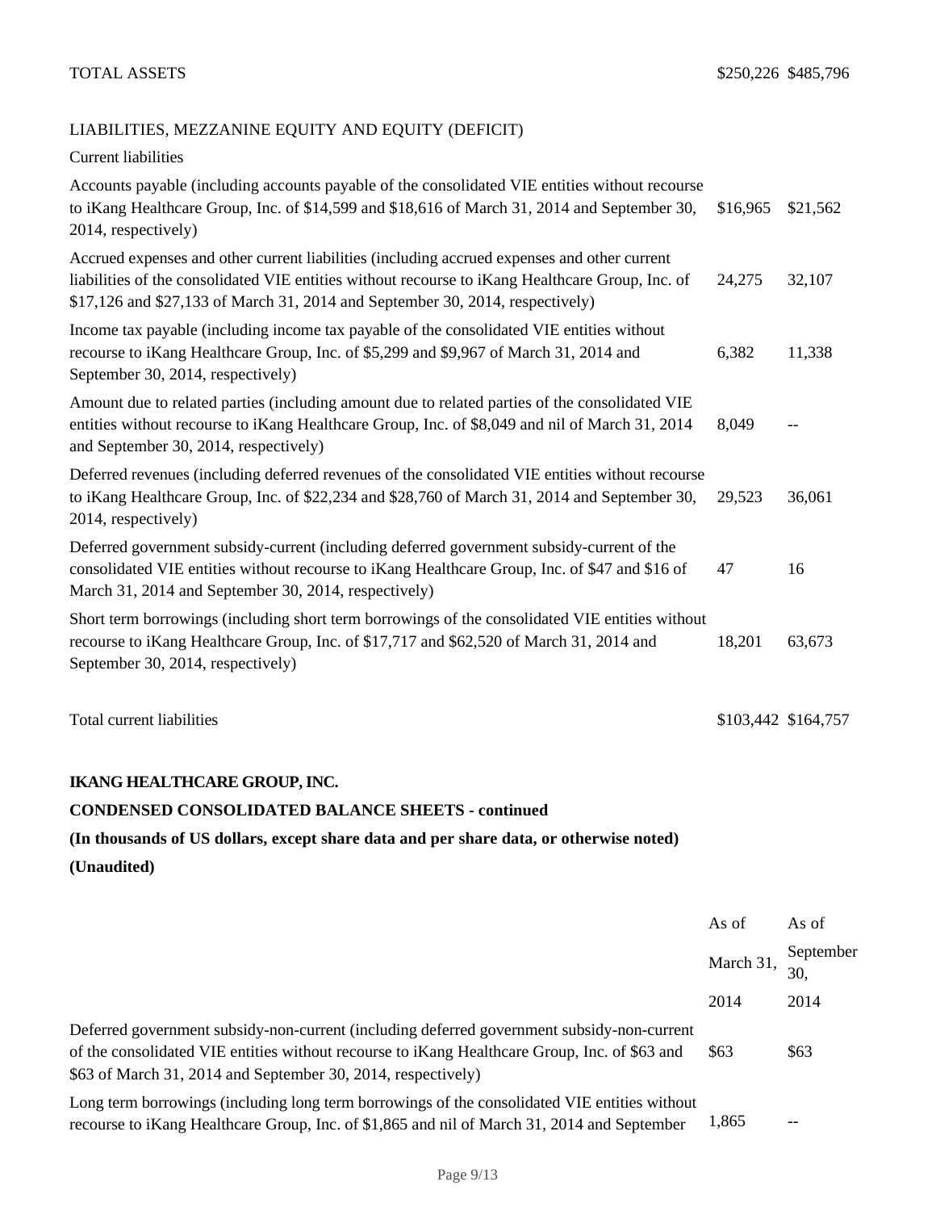| | | |
|---|---|---|
| TOTAL ASSETS | $250,226 | $485,796 |

LIABILITIES, MEZZANINE EQUITY AND EQUITY (DEFICIT)

| | | |
|---|---|---|
| Current liabilities | | |
| Accounts payable (including accounts payable of the consolidated VIE entities without recourse to iKang Healthcare Group, Inc. of $14,599 and $18,616 of March 31, 2014 and September 30, 2014, respectively) | $16,965 | $21,562 |
| Accrued expenses and other current liabilities (including accrued expenses and other current liabilities of the consolidated VIE entities without recourse to iKang Healthcare Group, Inc. of $17,126 and $27,133 of March 31, 2014 and September 30, 2014, respectively) | 24,275 | 32,107 |
| Income tax payable (including income tax payable of the consolidated VIE entities without recourse to iKang Healthcare Group, Inc. of $5,299 and $9,967 of March 31, 2014 and September 30, 2014, respectively) | 6,382 | 11,338 |
| Amount due to related parties (including amount due to related parties of the consolidated VIE entities without recourse to iKang Healthcare Group, Inc. of $8,049 and nil of March 31, 2014 and September 30, 2014, respectively) | 8,049 | -- |
| Deferred revenues (including deferred revenues of the consolidated VIE entities without recourse to iKang Healthcare Group, Inc. of $22,234 and $28,760 of March 31, 2014 and September 30, 2014, respectively) | 29,523 | 36,061 |
| Deferred government subsidy-current (including deferred government subsidy-current of the consolidated VIE entities without recourse to iKang Healthcare Group, Inc. of $47 and $16 of March 31, 2014 and September 30, 2014, respectively) | 47 | 16 |
| Short term borrowings (including short term borrowings of the consolidated VIE entities without recourse to iKang Healthcare Group, Inc. of $17,717 and $62,520 of March 31, 2014 and September 30, 2014, respectively) | 18,201 | 63,673 |
| Total current liabilities | $103,442 | $164,757 |

**IKANG HEALTHCARE GROUP, INC.**

**CONDENSED CONSOLIDATED BALANCE SHEETS - continued**

**(In thousands of US dollars, except share data and per share data, or otherwise noted)**

**(Unaudited)**

| | As of March 31, 2014 | As of September 30, 2014 |
|---|---|---|
| Deferred government subsidy-non-current (including deferred government subsidy-non-current of the consolidated VIE entities without recourse to iKang Healthcare Group, Inc. of $63 and $63 of March 31, 2014 and September 30, 2014, respectively) | $63 | $63 |
| Long term borrowings (including long term borrowings of the consolidated VIE entities without recourse to iKang Healthcare Group, Inc. of $1,865 and nil of March 31, 2014 and September | 1,865 | -- |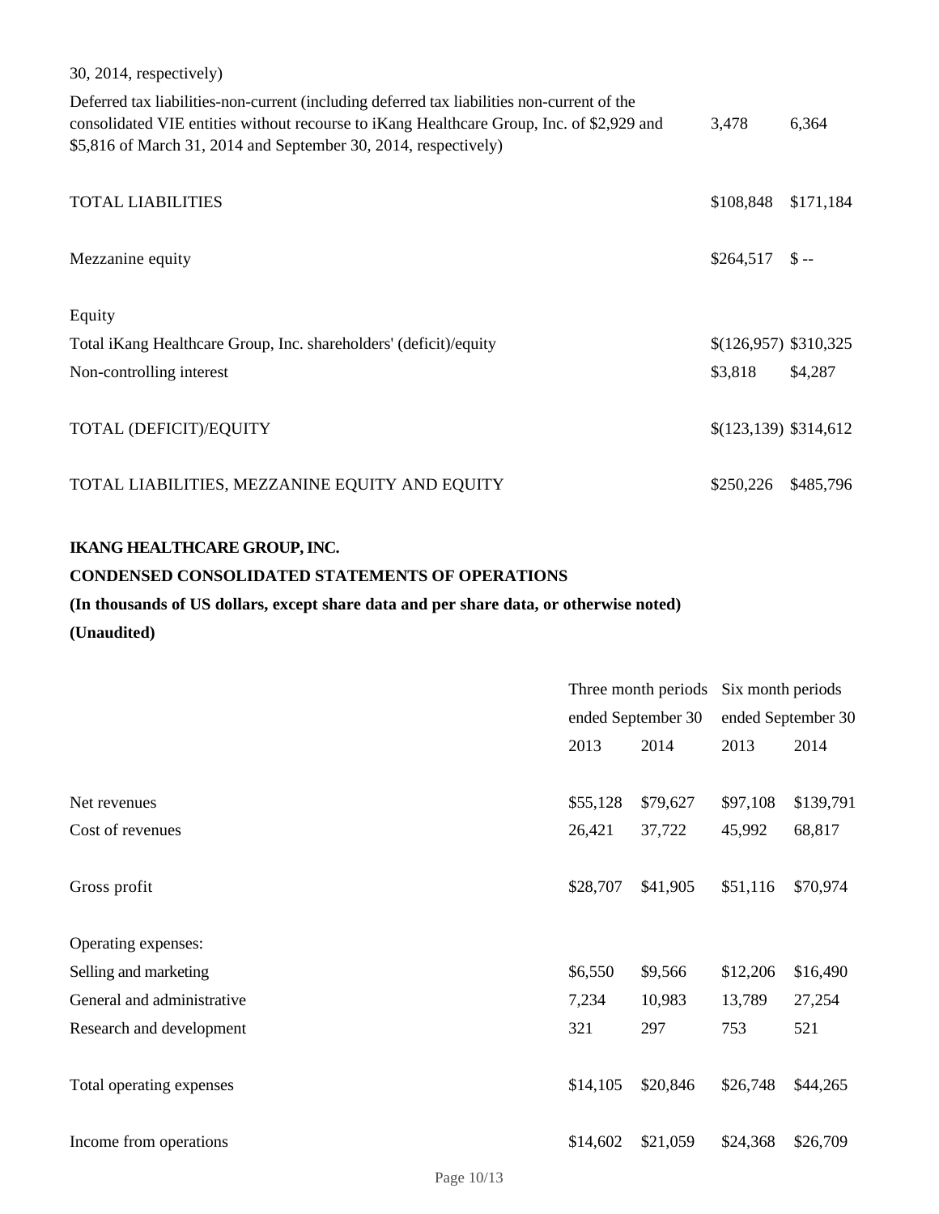| | | |
|---|---|---|
| 30, 2014, respectively) | | |
| Deferred tax liabilities-non-current (including deferred tax liabilities non-current of the consolidated VIE entities without recourse to iKang Healthcare Group, Inc. of $2,929 and $5,816 of March 31, 2014 and September 30, 2014, respectively) | 3,478 | 6,364 |
| TOTAL LIABILITIES | $108,848 | $171,184 |
| Mezzanine equity | $264,517 | $ -- |
| Equity | | |
| Total iKang Healthcare Group, Inc. shareholders' (deficit)/equity | $(126,957) | $310,325 |
| Non-controlling interest | $3,818 | $4,287 |
| TOTAL (DEFICIT)/EQUITY | $(123,139) | $314,612 |
| TOTAL LIABILITIES, MEZZANINE EQUITY AND EQUITY | $250,226 | $485,796 |

**IKANG HEALTHCARE GROUP, INC.**

**CONDENSED CONSOLIDATED STATEMENTS OF OPERATIONS**

**(In thousands of US dollars, except share data and per share data, or otherwise noted)**

**(Unaudited)**

| | Three month periods ended September 30 | | Six month periods ended September 30 | |
|---|---|---|---|---|
| | 2013 | 2014 | 2013 | 2014 |
| Net revenues | $55,128 | $79,627 | $97,108 | $139,791 |
| Cost of revenues | 26,421 | 37,722 | 45,992 | 68,817 |
| Gross profit | $28,707 | $41,905 | $51,116 | $70,974 |
| Operating expenses: | | | | |
| Selling and marketing | $6,550 | $9,566 | $12,206 | $16,490 |
| General and administrative | 7,234 | 10,983 | 13,789 | 27,254 |
| Research and development | 321 | 297 | 753 | 521 |
| Total operating expenses | $14,105 | $20,846 | $26,748 | $44,265 |
| Income from operations | $14,602 | $21,059 | $24,368 | $26,709 |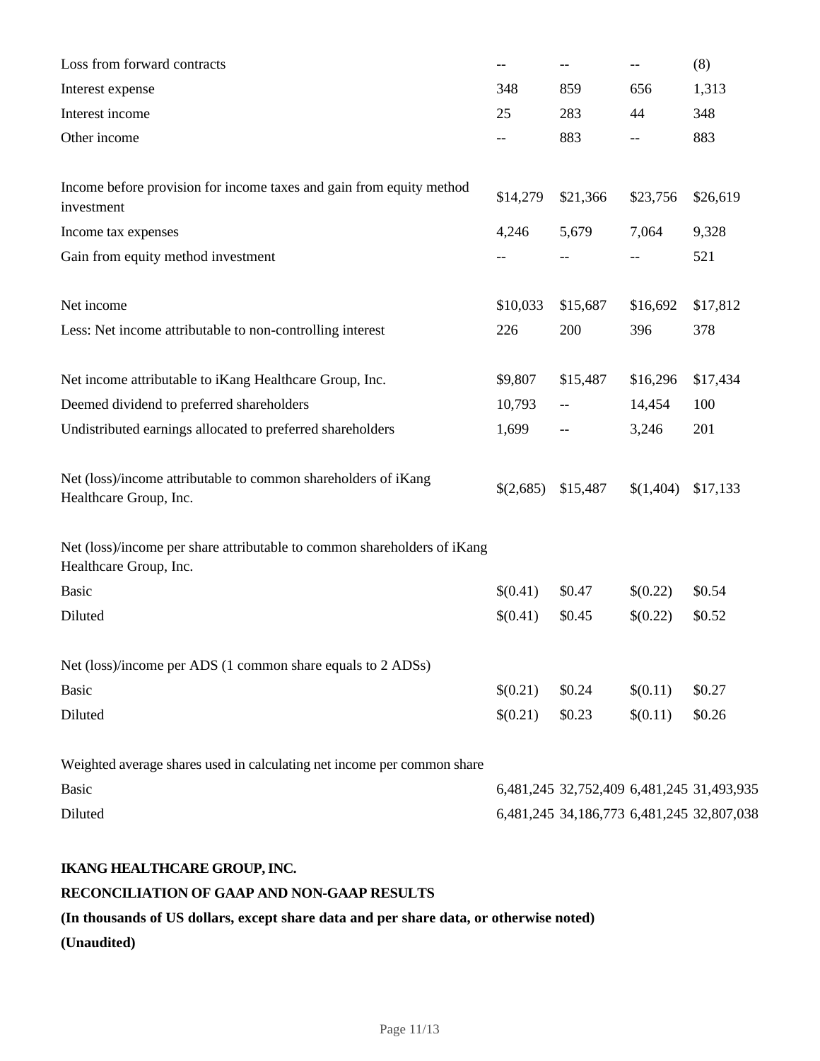| | | | | |
|---|---|---|---|---|
| Loss from forward contracts | -- | -- | -- | (8) |
| Interest expense | 348 | 859 | 656 | 1,313 |
| Interest income | 25 | 283 | 44 | 348 |
| Other income | -- | 883 | -- | 883 |
| | | | | |
| Income before provision for income taxes and gain from equity method investment | $14,279 | $21,366 | $23,756 | $26,619 |
| Income tax expenses | 4,246 | 5,679 | 7,064 | 9,328 |
| Gain from equity method investment | -- | -- | -- | 521 |
| | | | | |
| Net income | $10,033 | $15,687 | $16,692 | $17,812 |
| Less: Net income attributable to non-controlling interest | 226 | 200 | 396 | 378 |
| | | | | |
| Net income attributable to iKang Healthcare Group, Inc. | $9,807 | $15,487 | $16,296 | $17,434 |
| Deemed dividend to preferred shareholders | 10,793 | -- | 14,454 | 100 |
| Undistributed earnings allocated to preferred shareholders | 1,699 | -- | 3,246 | 201 |
| | | | | |
| Net (loss)/income attributable to common shareholders of iKang Healthcare Group, Inc. | $(2,685) | $15,487 | $(1,404) | $17,133 |
| | | | | |
| Net (loss)/income per share attributable to common shareholders of iKang Healthcare Group, Inc. | | | | |
| Basic | $(0.41) | $0.47 | $(0.22) | $0.54 |
| Diluted | $(0.41) | $0.45 | $(0.22) | $0.52 |
| | | | | |
| Net (loss)/income per ADS (1 common share equals to 2 ADSs) | | | | |
| Basic | $(0.21) | $0.24 | $(0.11) | $0.27 |
| Diluted | $(0.21) | $0.23 | $(0.11) | $0.26 |
| | | | | |
| Weighted average shares used in calculating net income per common share | | | | |
| Basic | 6,481,245 | 32,752,409 | 6,481,245 | 31,493,935 |
| Diluted | 6,481,245 | 34,186,773 | 6,481,245 | 32,807,038 |

**IKANG HEALTHCARE GROUP, INC.**

**RECONCILIATION OF GAAP AND NON-GAAP RESULTS**

**(In thousands of US dollars, except share data and per share data, or otherwise noted)**

**(Unaudited)**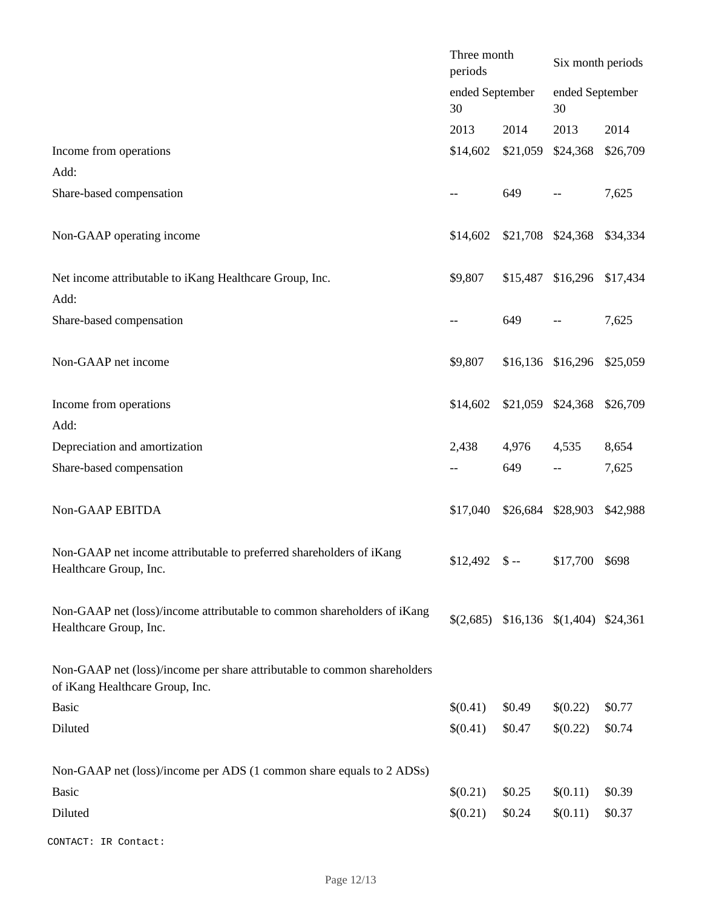| | Three month periods | | Six month periods | |
|---|---|---|---|---|
| | ended September 30 | | ended September 30 | |
| | 2013 | 2014 | 2013 | 2014 |
| Income from operations | $14,602 | $21,059 | $24,368 | $26,709 |
| Add: | | | | |
| Share-based compensation | -- | 649 | -- | 7,625 |
| Non-GAAP operating income | $14,602 | $21,708 | $24,368 | $34,334 |
| Net income attributable to iKang Healthcare Group, Inc. | $9,807 | $15,487 | $16,296 | $17,434 |
| Add: | | | | |
| Share-based compensation | -- | 649 | -- | 7,625 |
| Non-GAAP net income | $9,807 | $16,136 | $16,296 | $25,059 |
| Income from operations | $14,602 | $21,059 | $24,368 | $26,709 |
| Add: | | | | |
| Depreciation and amortization | 2,438 | 4,976 | 4,535 | 8,654 |
| Share-based compensation | -- | 649 | -- | 7,625 |
| Non-GAAP EBITDA | $17,040 | $26,684 | $28,903 | $42,988 |
| Non-GAAP net income attributable to preferred shareholders of iKang Healthcare Group, Inc. | $12,492 | $ -- | $17,700 | $698 |
| Non-GAAP net (loss)/income attributable to common shareholders of iKang Healthcare Group, Inc. | $(2,685) | $16,136 | $(1,404) | $24,361 |
| Non-GAAP net (loss)/income per share attributable to common shareholders of iKang Healthcare Group, Inc. | | | | |
| Basic | $(0.41) | $0.49 | $(0.22) | $0.77 |
| Diluted | $(0.41) | $0.47 | $(0.22) | $0.74 |
| Non-GAAP net (loss)/income per ADS (1 common share equals to 2 ADSs) | | | | |
| Basic | $(0.21) | $0.25 | $(0.11) | $0.39 |
| Diluted | $(0.21) | $0.24 | $(0.11) | $0.37 |

```
CONTACT: IR Contact:
```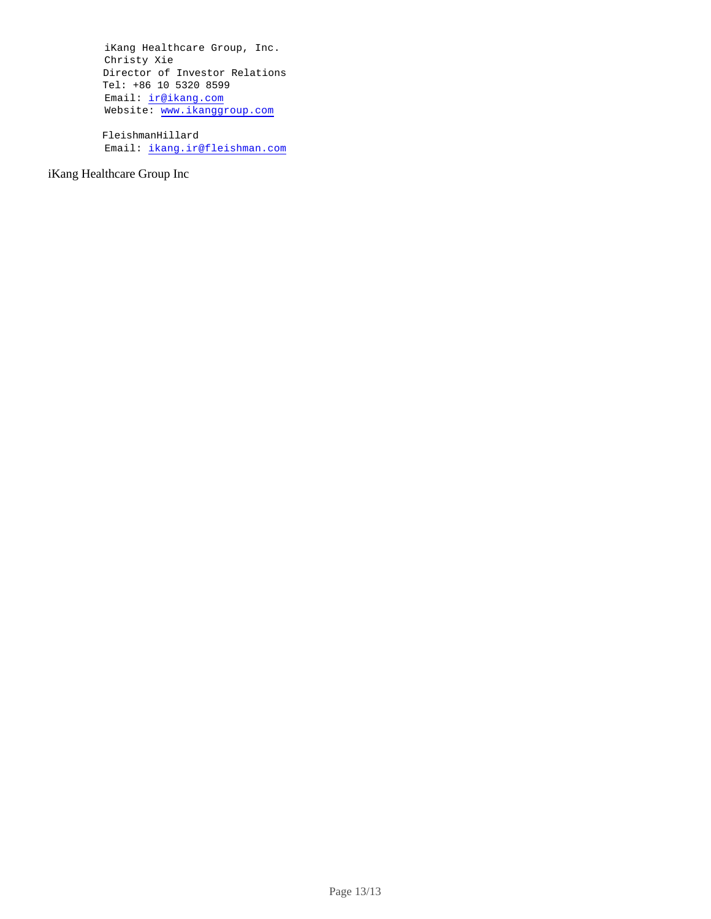iKang Healthcare Group, Inc.
Christy Xie
Director of Investor Relations
Tel: +86 10 5320 8599
Email: ir@ikang.com
Website: www.ikanggroup.com

FleishmanHillard
Email: ikang.ir@fleishman.com

iKang Healthcare Group Inc